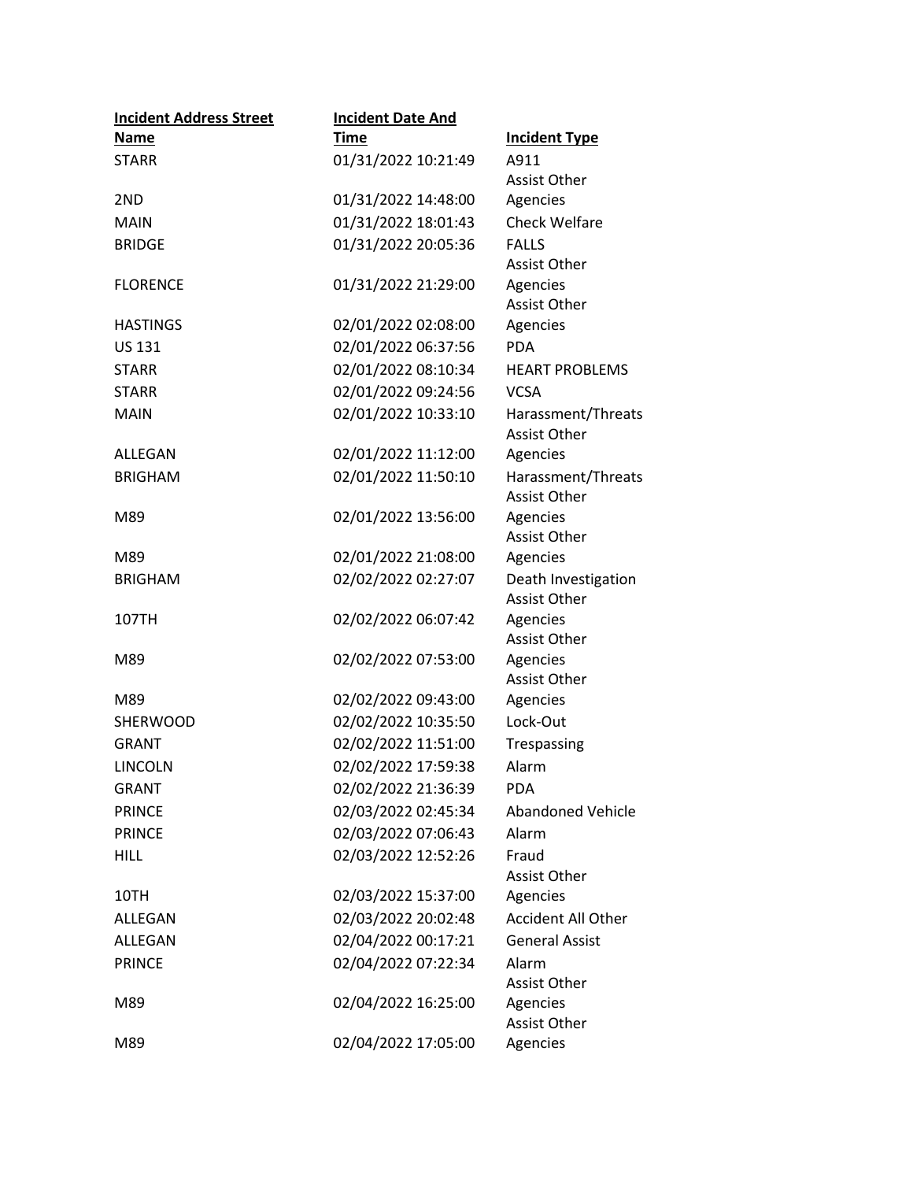| Incident Address Street Name | Incident Date And Time | Incident Type |
|---|---|---|
| STARR | 01/31/2022 10:21:49 | A911 |
| 2ND | 01/31/2022 14:48:00 | Assist Other Agencies |
| MAIN | 01/31/2022 18:01:43 | Check Welfare |
| BRIDGE | 01/31/2022 20:05:36 | FALLS |
| FLORENCE | 01/31/2022 21:29:00 | Assist Other Agencies |
| HASTINGS | 02/01/2022 02:08:00 | Assist Other Agencies |
| US 131 | 02/01/2022 06:37:56 | PDA |
| STARR | 02/01/2022 08:10:34 | HEART PROBLEMS |
| STARR | 02/01/2022 09:24:56 | VCSA |
| MAIN | 02/01/2022 10:33:10 | Harassment/Threats |
| ALLEGAN | 02/01/2022 11:12:00 | Assist Other Agencies |
| BRIGHAM | 02/01/2022 11:50:10 | Harassment/Threats |
| M89 | 02/01/2022 13:56:00 | Assist Other Agencies |
| M89 | 02/01/2022 21:08:00 | Assist Other Agencies |
| BRIGHAM | 02/02/2022 02:27:07 | Death Investigation |
| 107TH | 02/02/2022 06:07:42 | Assist Other Agencies |
| M89 | 02/02/2022 07:53:00 | Assist Other Agencies |
| M89 | 02/02/2022 09:43:00 | Assist Other Agencies |
| SHERWOOD | 02/02/2022 10:35:50 | Lock-Out |
| GRANT | 02/02/2022 11:51:00 | Trespassing |
| LINCOLN | 02/02/2022 17:59:38 | Alarm |
| GRANT | 02/02/2022 21:36:39 | PDA |
| PRINCE | 02/03/2022 02:45:34 | Abandoned Vehicle |
| PRINCE | 02/03/2022 07:06:43 | Alarm |
| HILL | 02/03/2022 12:52:26 | Fraud |
| 10TH | 02/03/2022 15:37:00 | Assist Other Agencies |
| ALLEGAN | 02/03/2022 20:02:48 | Accident All Other |
| ALLEGAN | 02/04/2022 00:17:21 | General Assist |
| PRINCE | 02/04/2022 07:22:34 | Alarm |
| M89 | 02/04/2022 16:25:00 | Assist Other Agencies |
| M89 | 02/04/2022 17:05:00 | Assist Other Agencies |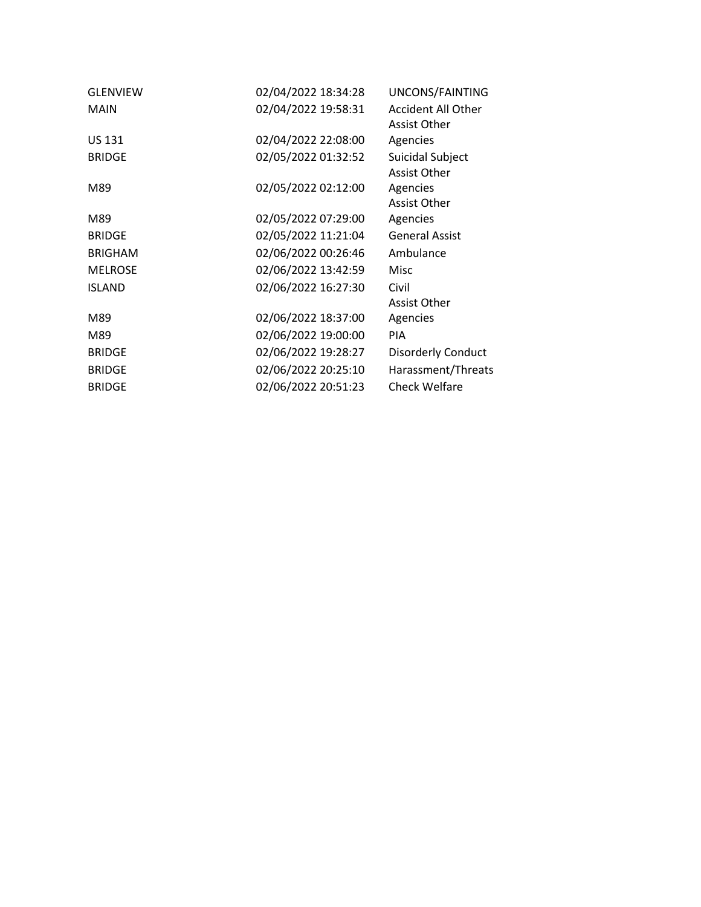| | | |
|---|---|---|
| GLENVIEW | 02/04/2022 18:34:28 | UNCONS/FAINTING |
| MAIN | 02/04/2022 19:58:31 | Accident All Other |
| US 131 | 02/04/2022 22:08:00 | Assist Other Agencies |
| BRIDGE | 02/05/2022 01:32:52 | Suicidal Subject |
| M89 | 02/05/2022 02:12:00 | Assist Other Agencies |
| M89 | 02/05/2022 07:29:00 | Assist Other Agencies |
| BRIDGE | 02/05/2022 11:21:04 | General Assist |
| BRIGHAM | 02/06/2022 00:26:46 | Ambulance |
| MELROSE | 02/06/2022 13:42:59 | Misc |
| ISLAND | 02/06/2022 16:27:30 | Civil |
| M89 | 02/06/2022 18:37:00 | Assist Other Agencies |
| M89 | 02/06/2022 19:00:00 | PIA |
| BRIDGE | 02/06/2022 19:28:27 | Disorderly Conduct |
| BRIDGE | 02/06/2022 20:25:10 | Harassment/Threats |
| BRIDGE | 02/06/2022 20:51:23 | Check Welfare |